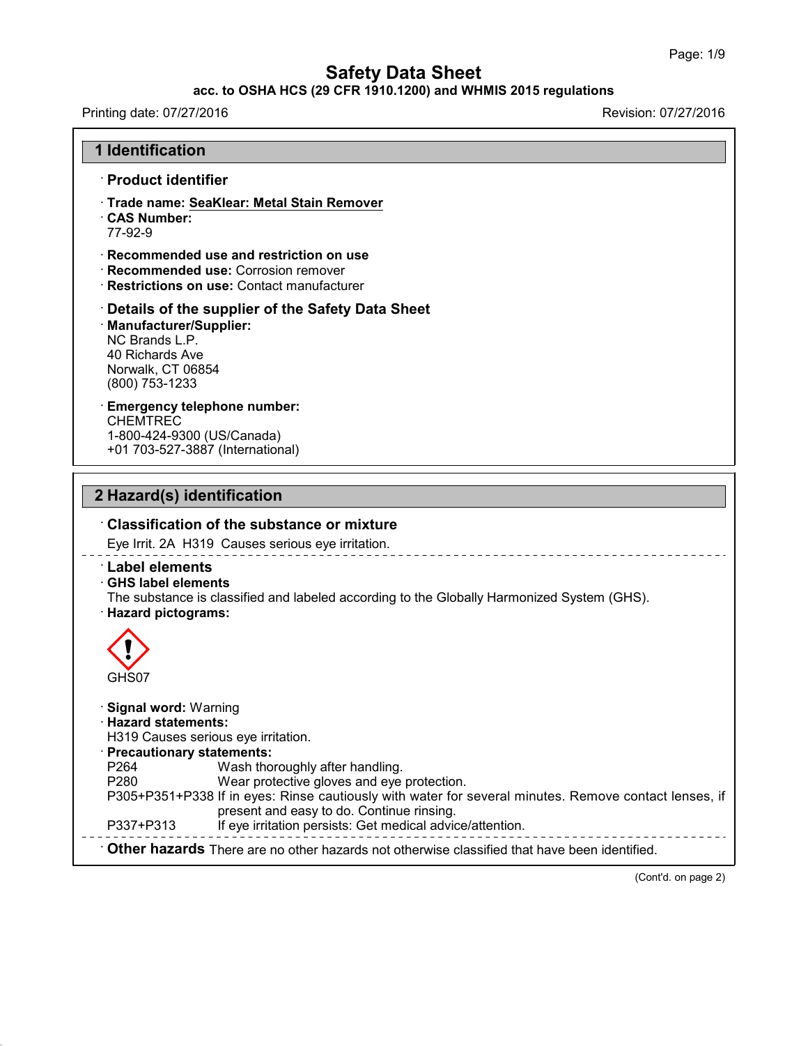# Safety Data Sheet

**acc. to OSHA HCS (29 CFR 1910.1200) and WHMIS 2015 regulations**

Printing date: 07/27/2016 Revision: 07/27/2016

## 1 Identification

### · Product identifier

· **Trade name: SeaKlear: Metal Stain Remover**
· **CAS Number:**
77-92-9

· **Recommended use and restriction on use**
· **Recommended use:** Corrosion remover
· **Restrictions on use:** Contact manufacturer

### · Details of the supplier of the Safety Data Sheet

· **Manufacturer/Supplier:**
NC Brands L.P.
40 Richards Ave
Norwalk, CT 06854
(800) 753-1233

· **Emergency telephone number:**
CHEMTREC
1-800-424-9300 (US/Canada)
+01 703-527-3887 (International)

## 2 Hazard(s) identification

### · Classification of the substance or mixture

Eye Irrit. 2A H319 Causes serious eye irritation.

### · Label elements

· **GHS label elements**
The substance is classified and labeled according to the Globally Harmonized System (GHS).
· **Hazard pictograms:**

GHS07

· **Signal word:** Warning
· **Hazard statements:**
H319 Causes serious eye irritation.
· **Precautionary statements:**

| | |
|---|---|
| P264 | Wash thoroughly after handling. |
| P280 | Wear protective gloves and eye protection. |
| P305+P351+P338 | If in eyes: Rinse cautiously with water for several minutes. Remove contact lenses, if present and easy to do. Continue rinsing. |
| P337+P313 | If eye irritation persists: Get medical advice/attention. |

· **Other hazards** There are no other hazards not otherwise classified that have been identified.

(Cont'd. on page 2)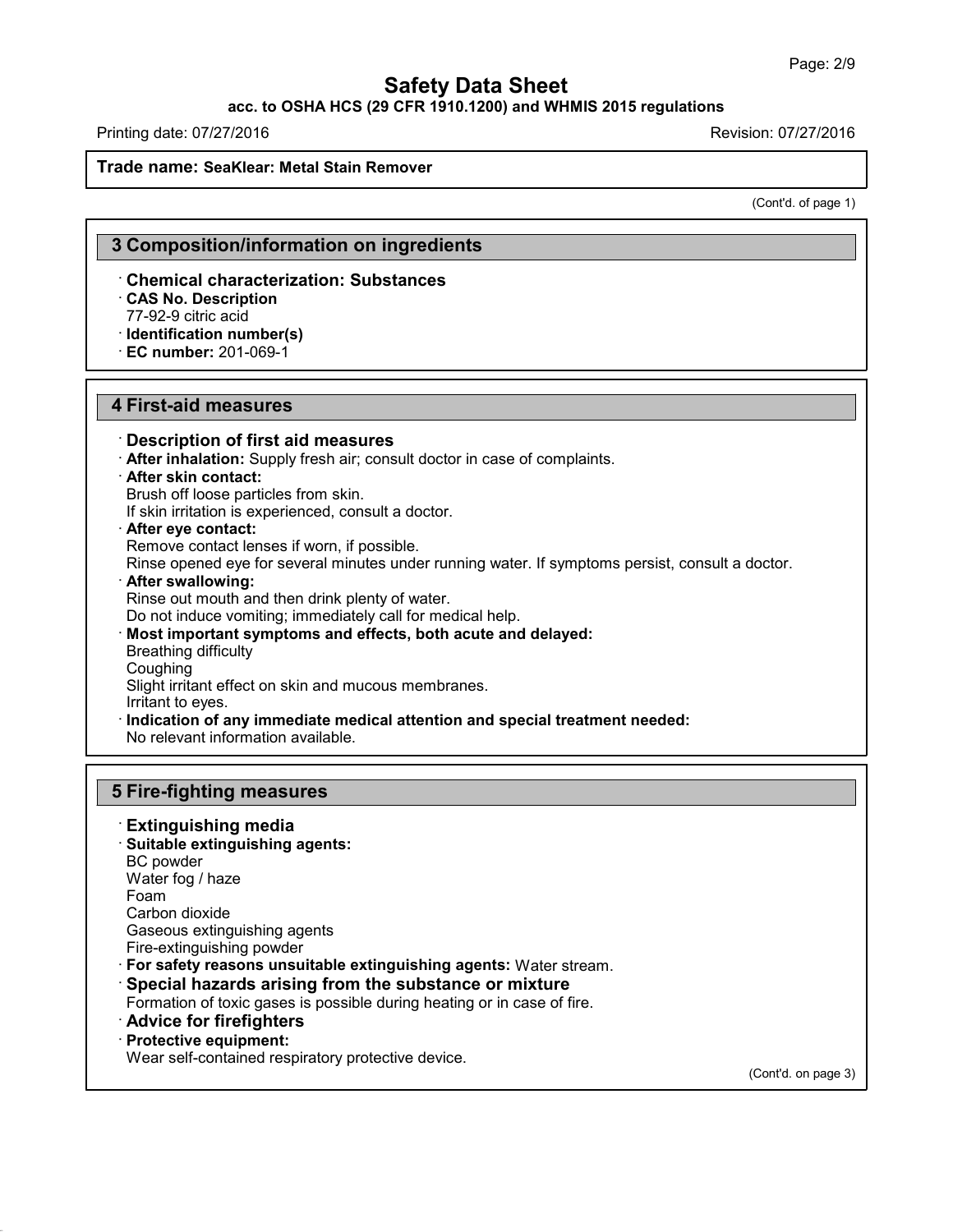**Trade name: SeaKlear: Metal Stain Remover**

(Cont'd. of page 1)

## 3 Composition/information on ingredients

· **Chemical characterization: Substances**
· **CAS No. Description**
77-92-9 citric acid
· **Identification number(s)**
· **EC number:** 201-069-1

## 4 First-aid measures

· **Description of first aid measures**
· **After inhalation:** Supply fresh air; consult doctor in case of complaints.
· **After skin contact:**
Brush off loose particles from skin.
If skin irritation is experienced, consult a doctor.
· **After eye contact:**
Remove contact lenses if worn, if possible.
Rinse opened eye for several minutes under running water. If symptoms persist, consult a doctor.
· **After swallowing:**
Rinse out mouth and then drink plenty of water.
Do not induce vomiting; immediately call for medical help.
· **Most important symptoms and effects, both acute and delayed:**
Breathing difficulty
Coughing
Slight irritant effect on skin and mucous membranes.
Irritant to eyes.
· **Indication of any immediate medical attention and special treatment needed:**
No relevant information available.

## 5 Fire-fighting measures

· **Extinguishing media**
· **Suitable extinguishing agents:**
BC powder
Water fog / haze
Foam
Carbon dioxide
Gaseous extinguishing agents
Fire-extinguishing powder
· **For safety reasons unsuitable extinguishing agents:** Water stream.
· **Special hazards arising from the substance or mixture**
Formation of toxic gases is possible during heating or in case of fire.
· **Advice for firefighters**
· **Protective equipment:**
Wear self-contained respiratory protective device.

(Cont'd. on page 3)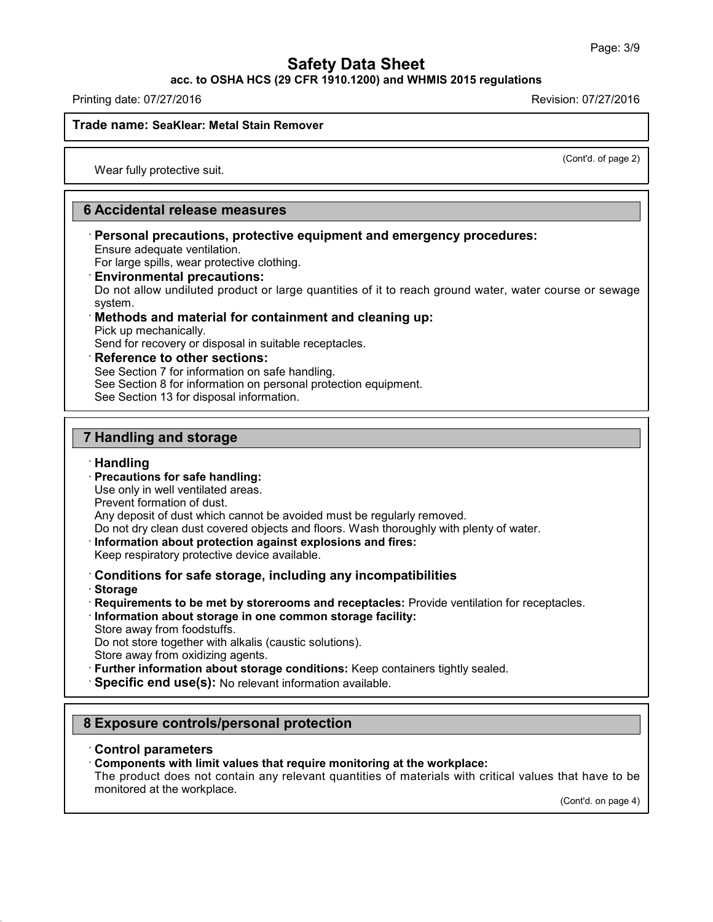(Cont'd. of page 2)

Wear fully protective suit.

## 6 Accidental release measures

· **Personal precautions, protective equipment and emergency procedures:**
Ensure adequate ventilation.
For large spills, wear protective clothing.

· **Environmental precautions:**
Do not allow undiluted product or large quantities of it to reach ground water, water course or sewage system.

· **Methods and material for containment and cleaning up:**
Pick up mechanically.
Send for recovery or disposal in suitable receptacles.

· **Reference to other sections:**
See Section 7 for information on safe handling.
See Section 8 for information on personal protection equipment.
See Section 13 for disposal information.

## 7 Handling and storage

· **Handling**

· **Precautions for safe handling:**
Use only in well ventilated areas.
Prevent formation of dust.
Any deposit of dust which cannot be avoided must be regularly removed.
Do not dry clean dust covered objects and floors. Wash thoroughly with plenty of water.

· **Information about protection against explosions and fires:**
Keep respiratory protective device available.

· **Conditions for safe storage, including any incompatibilities**

· **Storage**

· **Requirements to be met by storerooms and receptacles:** Provide ventilation for receptacles.

· **Information about storage in one common storage facility:**
Store away from foodstuffs.
Do not store together with alkalis (caustic solutions).
Store away from oxidizing agents.

· **Further information about storage conditions:** Keep containers tightly sealed.

· **Specific end use(s):** No relevant information available.

## 8 Exposure controls/personal protection

· **Control parameters**

· **Components with limit values that require monitoring at the workplace:**
The product does not contain any relevant quantities of materials with critical values that have to be monitored at the workplace.

(Cont'd. on page 4)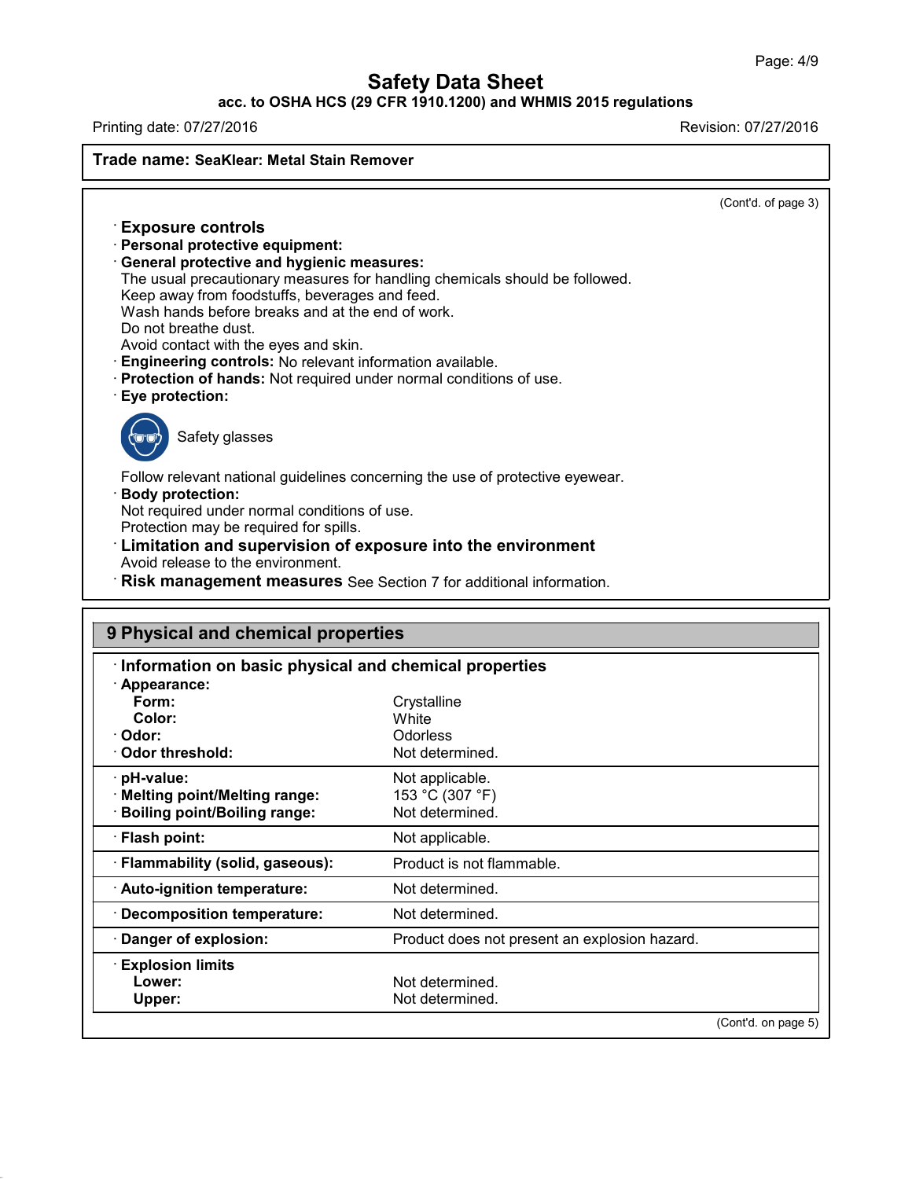# Safety Data Sheet

**acc. to OSHA HCS (29 CFR 1910.1200) and WHMIS 2015 regulations**

Printing date: 07/27/2016 Revision: 07/27/2016

**Trade name: SeaKlear: Metal Stain Remover**

(Cont'd. of page 3)

· **Exposure controls**
· **Personal protective equipment:**
· **General protective and hygienic measures:**
The usual precautionary measures for handling chemicals should be followed.
Keep away from foodstuffs, beverages and feed.
Wash hands before breaks and at the end of work.
Do not breathe dust.
Avoid contact with the eyes and skin.
· **Engineering controls:** No relevant information available.
· **Protection of hands:** Not required under normal conditions of use.
· **Eye protection:**

Safety glasses

Follow relevant national guidelines concerning the use of protective eyewear.
· **Body protection:**
Not required under normal conditions of use.
Protection may be required for spills.
· **Limitation and supervision of exposure into the environment**
Avoid release to the environment.
· **Risk management measures** See Section 7 for additional information.

## 9 Physical and chemical properties

· **Information on basic physical and chemical properties**

| Property | Value |
|---|---|
| · **Appearance:** | |
| **Form:** | Crystalline |
| **Color:** | White |
| · **Odor:** | Odorless |
| · **Odor threshold:** | Not determined. |
| · **pH-value:** | Not applicable. |
| · **Melting point/Melting range:** | 153 °C (307 °F) |
| · **Boiling point/Boiling range:** | Not determined. |
| · **Flash point:** | Not applicable. |
| · **Flammability (solid, gaseous):** | Product is not flammable. |
| · **Auto-ignition temperature:** | Not determined. |
| · **Decomposition temperature:** | Not determined. |
| · **Danger of explosion:** | Product does not present an explosion hazard. |
| · **Explosion limits** | |
| **Lower:** | Not determined. |
| **Upper:** | Not determined. |

(Cont'd. on page 5)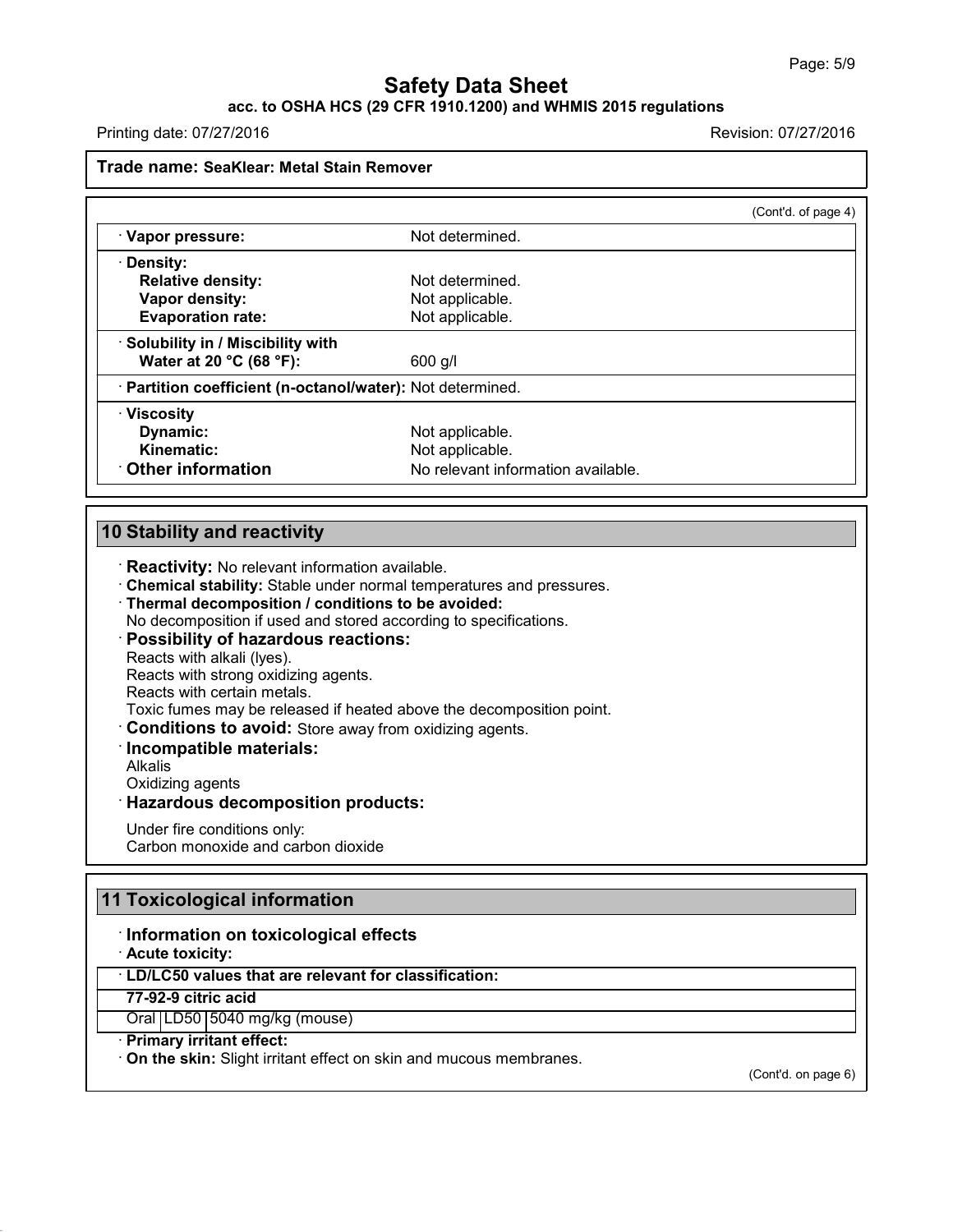**Trade name: SeaKlear: Metal Stain Remover**

(Cont'd. of page 4)

| | |
|---|---|
| · **Vapor pressure:** | Not determined. |
| · **Density:** | |
| **Relative density:** | Not determined. |
| **Vapor density:** | Not applicable. |
| **Evaporation rate:** | Not applicable. |
| · **Solubility in / Miscibility with** | |
| **Water at 20 °C (68 °F):** | 600 g/l |
| · **Partition coefficient (n-octanol/water):** | Not determined. |
| · **Viscosity** | |
| **Dynamic:** | Not applicable. |
| **Kinematic:** | Not applicable. |
| · **Other information** | No relevant information available. |

## 10 Stability and reactivity

· **Reactivity:** No relevant information available.
· **Chemical stability:** Stable under normal temperatures and pressures.
· **Thermal decomposition / conditions to be avoided:**
No decomposition if used and stored according to specifications.
· **Possibility of hazardous reactions:**
Reacts with alkali (lyes).
Reacts with strong oxidizing agents.
Reacts with certain metals.
Toxic fumes may be released if heated above the decomposition point.
· **Conditions to avoid:** Store away from oxidizing agents.
· **Incompatible materials:**
Alkalis
Oxidizing agents
· **Hazardous decomposition products:**

Under fire conditions only:
Carbon monoxide and carbon dioxide

## 11 Toxicological information

· **Information on toxicological effects**
· **Acute toxicity:**

| · **LD/LC50 values that are relevant for classification:** | | |
|---|---|---|
| **77-92-9 citric acid** | | |
| Oral | LD50 | 5040 mg/kg (mouse) |

· **Primary irritant effect:**
· **On the skin:** Slight irritant effect on skin and mucous membranes.

(Cont'd. on page 6)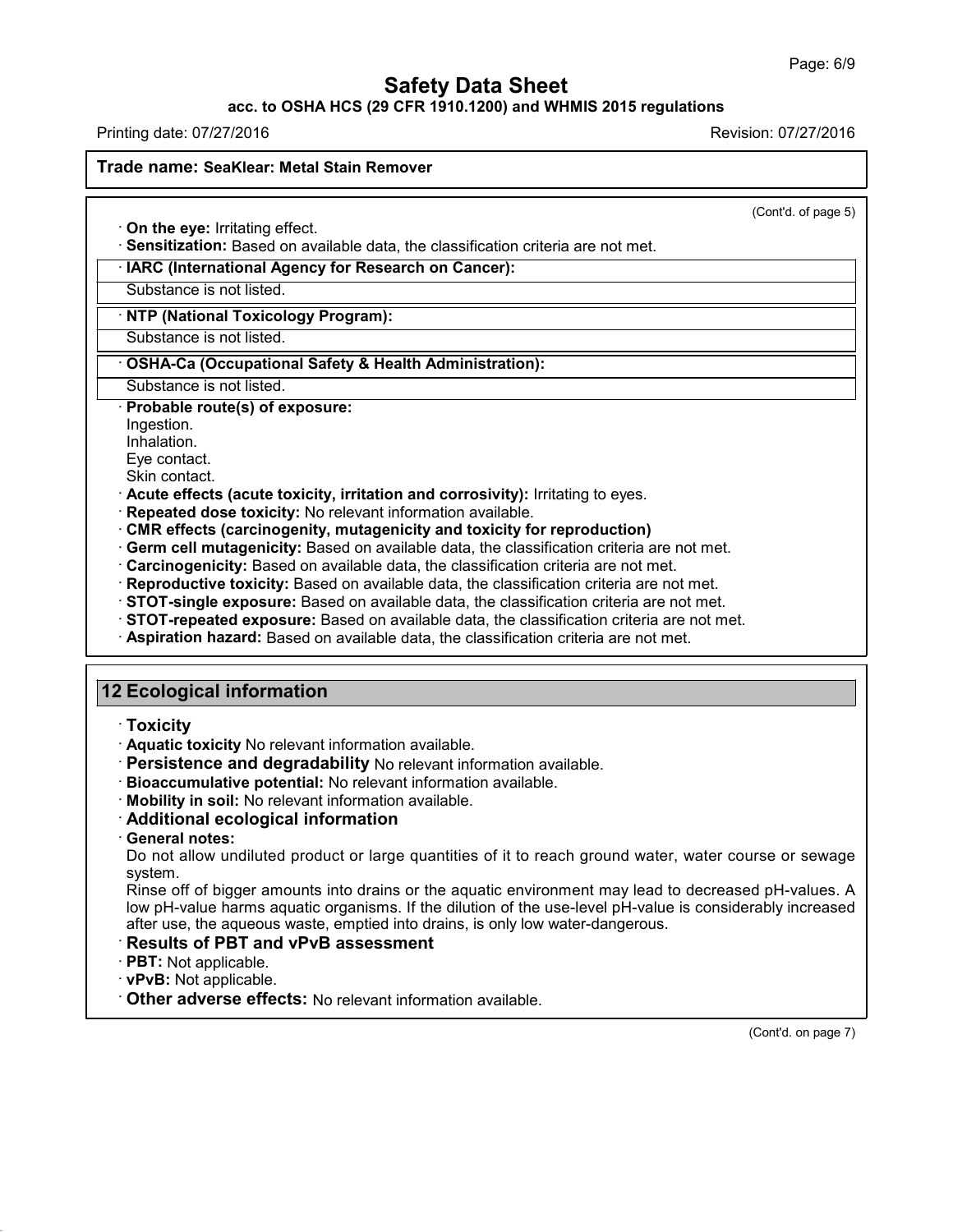(Cont'd. of page 5)

- **On the eye:** Irritating effect.
- **Sensitization:** Based on available data, the classification criteria are not met.

| · **IARC (International Agency for Research on Cancer):** |
|---|
| Substance is not listed. |

| · **NTP (National Toxicology Program):** |
|---|
| Substance is not listed. |

| · **OSHA-Ca (Occupational Safety & Health Administration):** |
|---|
| Substance is not listed. |

- **Probable route(s) of exposure:**
  Ingestion.
  Inhalation.
  Eye contact.
  Skin contact.
- **Acute effects (acute toxicity, irritation and corrosivity):** Irritating to eyes.
- **Repeated dose toxicity:** No relevant information available.
- **CMR effects (carcinogenity, mutagenicity and toxicity for reproduction)**
- **Germ cell mutagenicity:** Based on available data, the classification criteria are not met.
- **Carcinogenicity:** Based on available data, the classification criteria are not met.
- **Reproductive toxicity:** Based on available data, the classification criteria are not met.
- **STOT-single exposure:** Based on available data, the classification criteria are not met.
- **STOT-repeated exposure:** Based on available data, the classification criteria are not met.
- **Aspiration hazard:** Based on available data, the classification criteria are not met.

## 12 Ecological information

- **Toxicity**
- **Aquatic toxicity** No relevant information available.
- **Persistence and degradability** No relevant information available.
- **Bioaccumulative potential:** No relevant information available.
- **Mobility in soil:** No relevant information available.
- **Additional ecological information**
- **General notes:**
  Do not allow undiluted product or large quantities of it to reach ground water, water course or sewage system.
  Rinse off of bigger amounts into drains or the aquatic environment may lead to decreased pH-values. A low pH-value harms aquatic organisms. If the dilution of the use-level pH-value is considerably increased after use, the aqueous waste, emptied into drains, is only low water-dangerous.
- **Results of PBT and vPvB assessment**
- **PBT:** Not applicable.
- **vPvB:** Not applicable.
- **Other adverse effects:** No relevant information available.

(Cont'd. on page 7)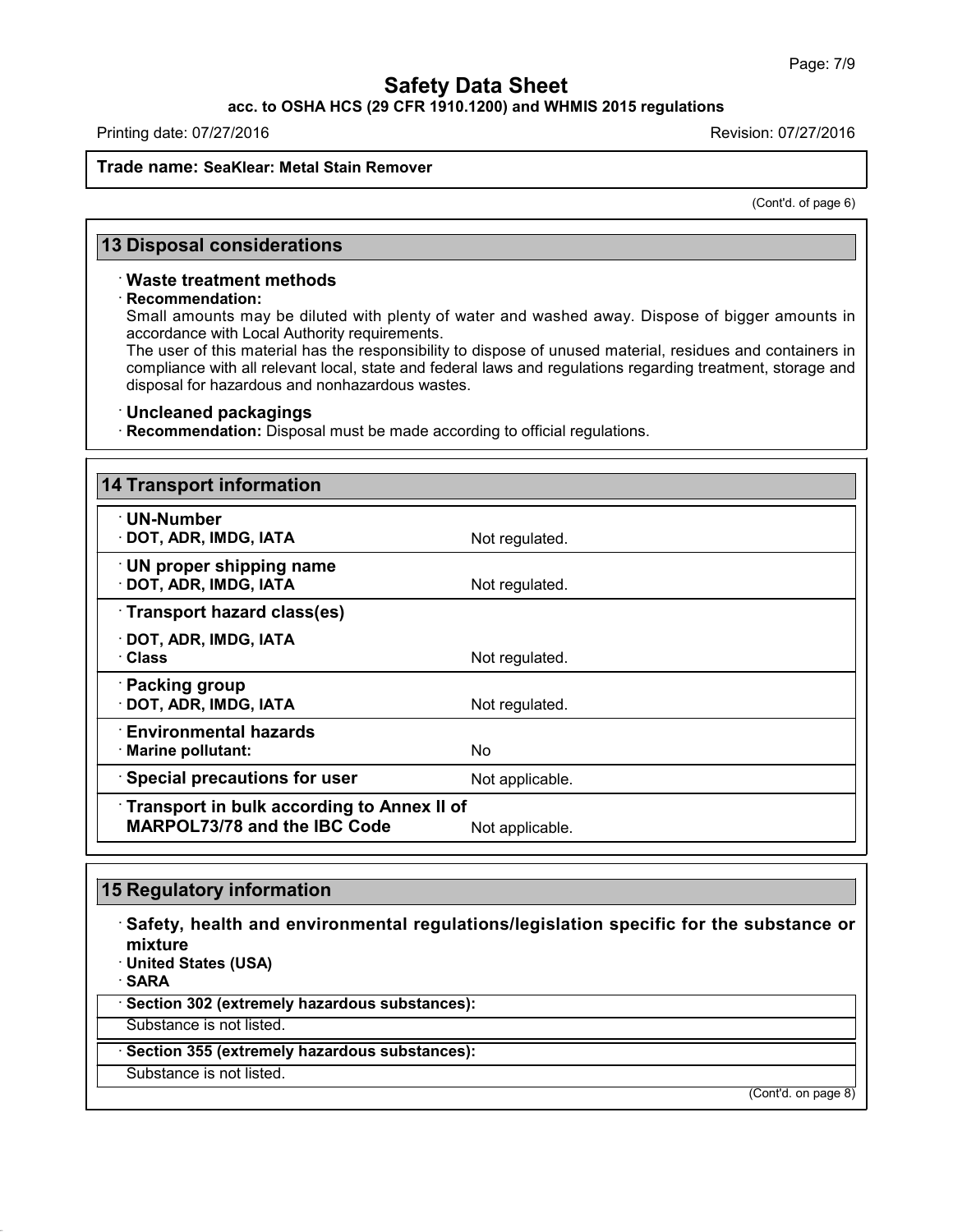**Trade name: SeaKlear: Metal Stain Remover**

(Cont'd. of page 6)

## 13 Disposal considerations

· **Waste treatment methods**

· **Recommendation:**

Small amounts may be diluted with plenty of water and washed away. Dispose of bigger amounts in accordance with Local Authority requirements.

The user of this material has the responsibility to dispose of unused material, residues and containers in compliance with all relevant local, state and federal laws and regulations regarding treatment, storage and disposal for hazardous and nonhazardous wastes.

· **Uncleaned packagings**

· **Recommendation:** Disposal must be made according to official regulations.

## 14 Transport information

| | |
|---|---|
| · **UN-Number** | |
| · **DOT, ADR, IMDG, IATA** | Not regulated. |
| · **UN proper shipping name** | |
| · **DOT, ADR, IMDG, IATA** | Not regulated. |
| · **Transport hazard class(es)** | |
| · **DOT, ADR, IMDG, IATA** | |
| · **Class** | Not regulated. |
| · **Packing group** | |
| · **DOT, ADR, IMDG, IATA** | Not regulated. |
| · **Environmental hazards** | |
| · **Marine pollutant:** | No |
| · **Special precautions for user** | Not applicable. |
| · **Transport in bulk according to Annex II of MARPOL73/78 and the IBC Code** | Not applicable. |

## 15 Regulatory information

· **Safety, health and environmental regulations/legislation specific for the substance or mixture**

· **United States (USA)**

· **SARA**

· **Section 302 (extremely hazardous substances):**

Substance is not listed.

· **Section 355 (extremely hazardous substances):**

Substance is not listed.

(Cont'd. on page 8)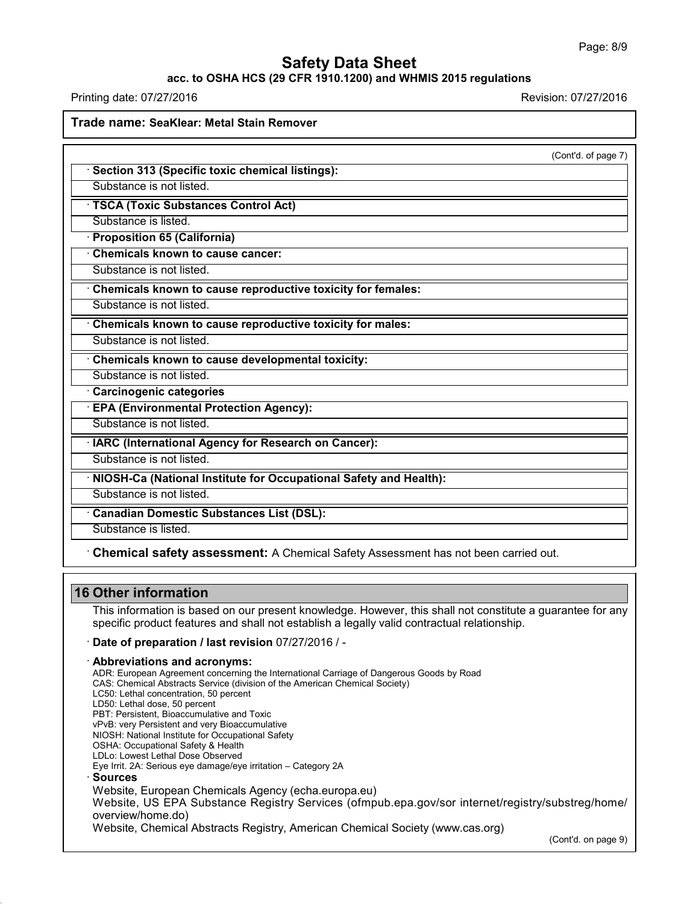**Trade name: SeaKlear: Metal Stain Remover**

(Cont'd. of page 7)

· **Section 313 (Specific toxic chemical listings):**

Substance is not listed.

· **TSCA (Toxic Substances Control Act)**

Substance is listed.

· **Proposition 65 (California)**

· **Chemicals known to cause cancer:**

Substance is not listed.

· **Chemicals known to cause reproductive toxicity for females:**

Substance is not listed.

· **Chemicals known to cause reproductive toxicity for males:**

Substance is not listed.

· **Chemicals known to cause developmental toxicity:**

Substance is not listed.

· **Carcinogenic categories**

· **EPA (Environmental Protection Agency):**

Substance is not listed.

· **IARC (International Agency for Research on Cancer):**

Substance is not listed.

· **NIOSH-Ca (National Institute for Occupational Safety and Health):**

Substance is not listed.

· **Canadian Domestic Substances List (DSL):**

Substance is listed.

· **Chemical safety assessment:** A Chemical Safety Assessment has not been carried out.

## 16 Other information

This information is based on our present knowledge. However, this shall not constitute a guarantee for any specific product features and shall not establish a legally valid contractual relationship.

· **Date of preparation / last revision** 07/27/2016 / -

· **Abbreviations and acronyms:**

ADR: European Agreement concerning the International Carriage of Dangerous Goods by Road
CAS: Chemical Abstracts Service (division of the American Chemical Society)
LC50: Lethal concentration, 50 percent
LD50: Lethal dose, 50 percent
PBT: Persistent, Bioaccumulative and Toxic
vPvB: very Persistent and very Bioaccumulative
NIOSH: National Institute for Occupational Safety
OSHA: Occupational Safety & Health
LDLo: Lowest Lethal Dose Observed
Eye Irrit. 2A: Serious eye damage/eye irritation – Category 2A

· **Sources**

Website, European Chemicals Agency (echa.europa.eu)
Website, US EPA Substance Registry Services (ofmpub.epa.gov/sor internet/registry/substreg/home/overview/home.do)
Website, Chemical Abstracts Registry, American Chemical Society (www.cas.org)

(Cont'd. on page 9)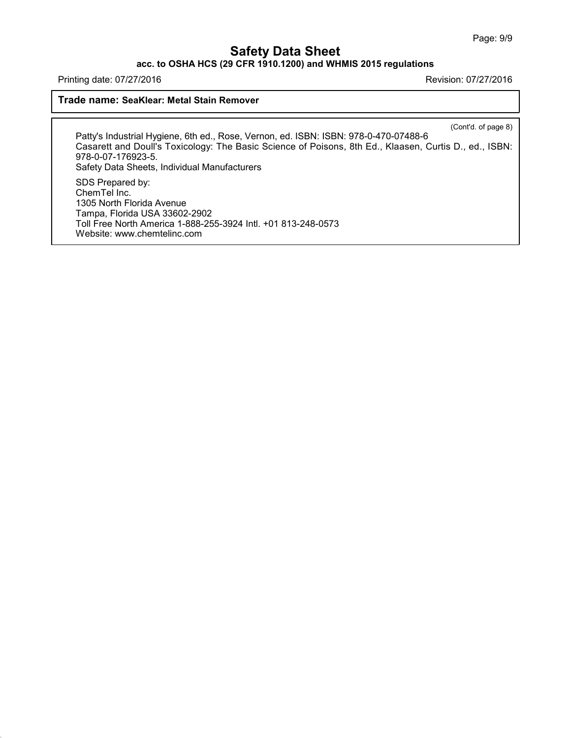**Trade name: SeaKlear: Metal Stain Remover**

(Cont'd. of page 8)

Patty's Industrial Hygiene, 6th ed., Rose, Vernon, ed. ISBN: ISBN: 978-0-470-07488-6
Casarett and Doull's Toxicology: The Basic Science of Poisons, 8th Ed., Klaasen, Curtis D., ed., ISBN: 978-0-07-176923-5.
Safety Data Sheets, Individual Manufacturers

SDS Prepared by:
ChemTel Inc.
1305 North Florida Avenue
Tampa, Florida USA 33602-2902
Toll Free North America 1-888-255-3924 Intl. +01 813-248-0573
Website: www.chemtelinc.com